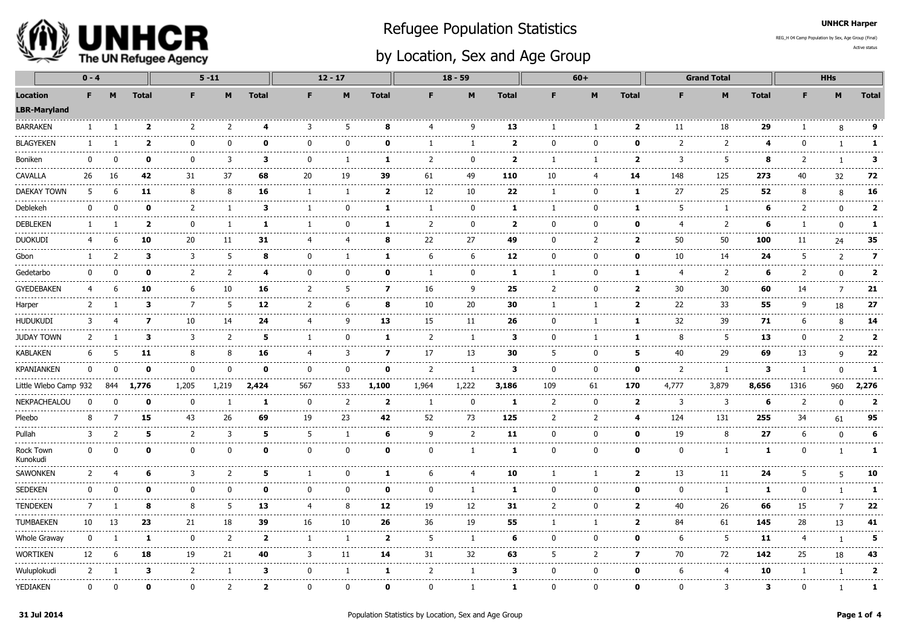# Refugee Population Statistics

## by Location, Sex and Age Group

UNHCR Harper

REG_H 04 Camp Population by Sex, Age Group (Final)

Active status

| | 0 - 4 | | | 5 -11 | | | 12 - 17 | | | 18 - 59 | | | 60+ | | | Grand Total | | | HHs | | |
|---|---|---|---|---|---|---|---|---|---|---|---|---|---|---|---|---|---|---|---|---|---|
| **Location** | **F** | **M** | **Total** | **F** | **M** | **Total** | **F** | **M** | **Total** | **F** | **M** | **Total** | **F** | **M** | **Total** | **F** | **M** | **Total** | **F** | **M** | **Total** |
| **LBR-Maryland** | | | | | | | | | | | | | | | | | | | | | |
| BARRAKEN | 1 | 1 | **2** | 2 | 2 | **4** | 3 | 5 | **8** | 4 | 9 | **13** | 1 | 1 | **2** | 11 | 18 | **29** | 1 | 8 | **9** |
| BLAGYEKEN | 1 | 1 | **2** | 0 | 0 | **0** | 0 | 0 | **0** | 1 | 1 | **2** | 0 | 0 | **0** | 2 | 2 | **4** | 0 | 1 | **1** |
| Boniken | 0 | 0 | **0** | 0 | 3 | **3** | 0 | 1 | **1** | 2 | 0 | **2** | 1 | 1 | **2** | 3 | 5 | **8** | 2 | 1 | **3** |
| CAVALLA | 26 | 16 | **42** | 31 | 37 | **68** | 20 | 19 | **39** | 61 | 49 | **110** | 10 | 4 | **14** | 148 | 125 | **273** | 40 | 32 | **72** |
| DAEKAY TOWN | 5 | 6 | **11** | 8 | 8 | **16** | 1 | 1 | **2** | 12 | 10 | **22** | 1 | 0 | **1** | 27 | 25 | **52** | 8 | 8 | **16** |
| Deblekeh | 0 | 0 | **0** | 2 | 1 | **3** | 1 | 0 | **1** | 1 | 0 | **1** | 1 | 0 | **1** | 5 | 1 | **6** | 2 | 0 | **2** |
| DEBLEKEN | 1 | 1 | **2** | 0 | 1 | **1** | 1 | 0 | **1** | 2 | 0 | **2** | 0 | 0 | **0** | 4 | 2 | **6** | 1 | 0 | **1** |
| DUOKUDI | 4 | 6 | **10** | 20 | 11 | **31** | 4 | 4 | **8** | 22 | 27 | **49** | 0 | 2 | **2** | 50 | 50 | **100** | 11 | 24 | **35** |
| Gbon | 1 | 2 | **3** | 3 | 5 | **8** | 0 | 1 | **1** | 6 | 6 | **12** | 0 | 0 | **0** | 10 | 14 | **24** | 5 | 2 | **7** |
| Gedetarbo | 0 | 0 | **0** | 2 | 2 | **4** | 0 | 0 | **0** | 1 | 0 | **1** | 1 | 0 | **1** | 4 | 2 | **6** | 2 | 0 | **2** |
| GYEDEBAKEN | 4 | 6 | **10** | 6 | 10 | **16** | 2 | 5 | **7** | 16 | 9 | **25** | 2 | 0 | **2** | 30 | 30 | **60** | 14 | 7 | **21** |
| Harper | 2 | 1 | **3** | 7 | 5 | **12** | 2 | 6 | **8** | 10 | 20 | **30** | 1 | 1 | **2** | 22 | 33 | **55** | 9 | 18 | **27** |
| HUDUKUDI | 3 | 4 | **7** | 10 | 14 | **24** | 4 | 9 | **13** | 15 | 11 | **26** | 0 | 1 | **1** | 32 | 39 | **71** | 6 | 8 | **14** |
| JUDAY TOWN | 2 | 1 | **3** | 3 | 2 | **5** | 1 | 0 | **1** | 2 | 1 | **3** | 0 | 1 | **1** | 8 | 5 | **13** | 0 | 2 | **2** |
| KABLAKEN | 6 | 5 | **11** | 8 | 8 | **16** | 4 | 3 | **7** | 17 | 13 | **30** | 5 | 0 | **5** | 40 | 29 | **69** | 13 | 9 | **22** |
| KPANIANKEN | 0 | 0 | **0** | 0 | 0 | **0** | 0 | 0 | **0** | 2 | 1 | **3** | 0 | 0 | **0** | 2 | 1 | **3** | 1 | 0 | **1** |
| Little Wlebo Camp | 932 | 844 | **1,776** | 1,205 | 1,219 | **2,424** | 567 | 533 | **1,100** | 1,964 | 1,222 | **3,186** | 109 | 61 | **170** | 4,777 | 3,879 | **8,656** | 1316 | 960 | **2,276** |
| NEKPACHEALOU | 0 | 0 | **0** | 0 | 1 | **1** | 0 | 2 | **2** | 1 | 0 | **1** | 2 | 0 | **2** | 3 | 3 | **6** | 2 | 0 | **2** |
| Pleebo | 8 | 7 | **15** | 43 | 26 | **69** | 19 | 23 | **42** | 52 | 73 | **125** | 2 | 2 | **4** | 124 | 131 | **255** | 34 | 61 | **95** |
| Pullah | 3 | 2 | **5** | 2 | 3 | **5** | 5 | 1 | **6** | 9 | 2 | **11** | 0 | 0 | **0** | 19 | 8 | **27** | 6 | 0 | **6** |
| Rock Town Kunokudi | 0 | 0 | **0** | 0 | 0 | **0** | 0 | 0 | **0** | 0 | 1 | **1** | 0 | 0 | **0** | 0 | 1 | **1** | 0 | 1 | **1** |
| SAWONKEN | 2 | 4 | **6** | 3 | 2 | **5** | 1 | 0 | **1** | 6 | 4 | **10** | 1 | 1 | **2** | 13 | 11 | **24** | 5 | 5 | **10** |
| SEDEKEN | 0 | 0 | **0** | 0 | 0 | **0** | 0 | 0 | **0** | 0 | 1 | **1** | 0 | 0 | **0** | 0 | 1 | **1** | 0 | 1 | **1** |
| TENDEKEN | 7 | 1 | **8** | 8 | 5 | **13** | 4 | 8 | **12** | 19 | 12 | **31** | 2 | 0 | **2** | 40 | 26 | **66** | 15 | 7 | **22** |
| TUMBAEKEN | 10 | 13 | **23** | 21 | 18 | **39** | 16 | 10 | **26** | 36 | 19 | **55** | 1 | 1 | **2** | 84 | 61 | **145** | 28 | 13 | **41** |
| Whole Graway | 0 | 1 | **1** | 0 | 2 | **2** | 1 | 1 | **2** | 5 | 1 | **6** | 0 | 0 | **0** | 6 | 5 | **11** | 4 | 1 | **5** |
| WORTIKEN | 12 | 6 | **18** | 19 | 21 | **40** | 3 | 11 | **14** | 31 | 32 | **63** | 5 | 2 | **7** | 70 | 72 | **142** | 25 | 18 | **43** |
| Wuluplokudi | 2 | 1 | **3** | 2 | 1 | **3** | 0 | 1 | **1** | 2 | 1 | **3** | 0 | 0 | **0** | 6 | 4 | **10** | 1 | 1 | **2** |
| YEDIAKEN | 0 | 0 | **0** | 0 | 2 | **2** | 0 | 0 | **0** | 0 | 1 | **1** | 0 | 0 | **0** | 0 | 3 | **3** | 0 | 1 | **1** |

31 Jul 2014

Population Statistics by Location, Sex and Age Group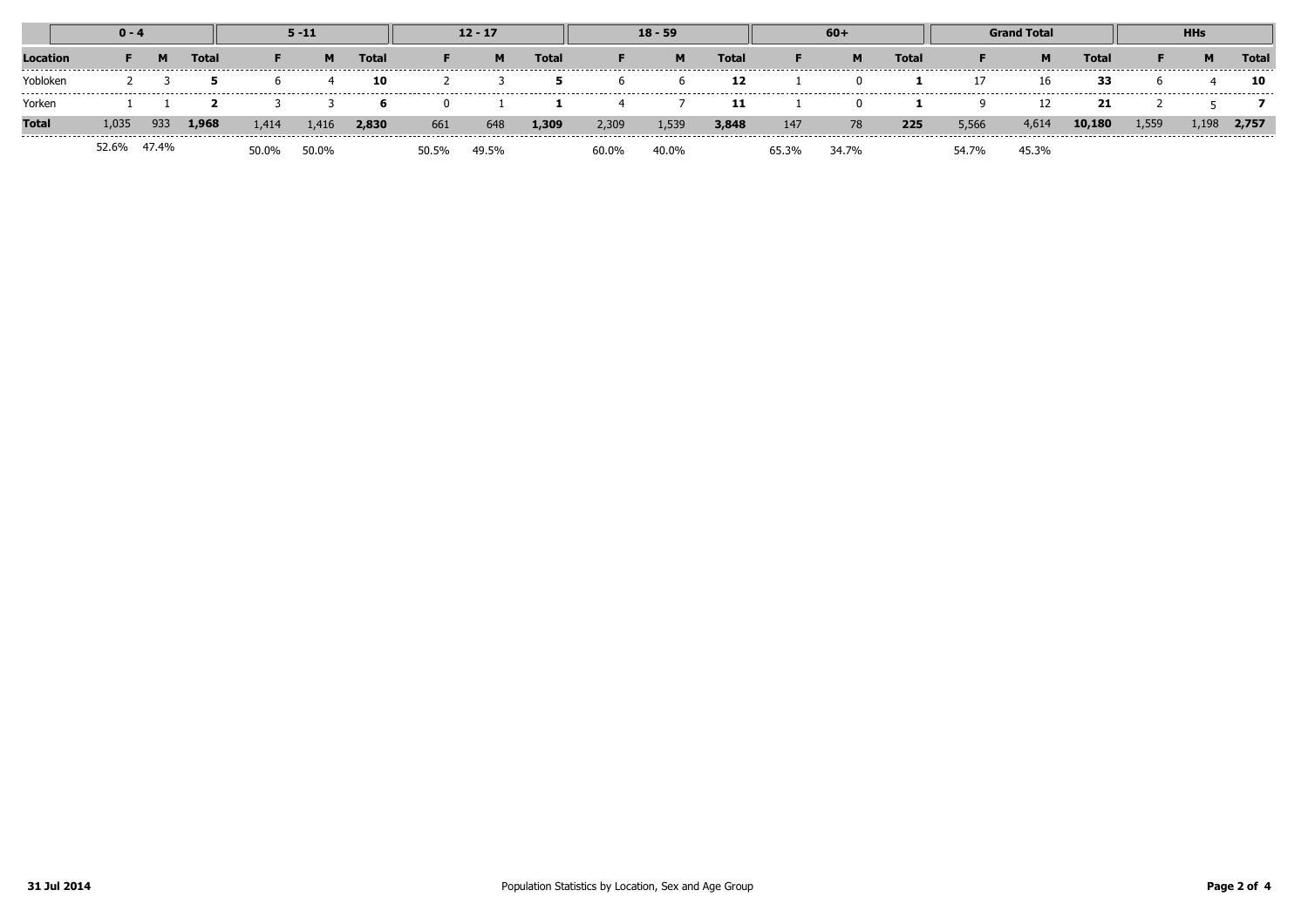| Location | 0 - 4 | | | 5 -11 | | | 12 - 17 | | | 18 - 59 | | | 60+ | | | Grand Total | | | HHs | | |
|---|---|---|---|---|---|---|---|---|---|---|---|---|---|---|---|---|---|---|---|---|---|
| | F | M | Total | F | M | Total | F | M | Total | F | M | Total | F | M | Total | F | M | Total | F | M | Total |
| Yobloken | 2 | 3 | **5** | 6 | 4 | **10** | 2 | 3 | **5** | 6 | 6 | **12** | 1 | 0 | **1** | 17 | 16 | **33** | 6 | 4 | **10** |
| Yorken | 1 | 1 | **2** | 3 | 3 | **6** | 0 | 1 | **1** | 4 | 7 | **11** | 1 | 0 | **1** | 9 | 12 | **21** | 2 | 5 | **7** |
| **Total** | 1,035 | 933 | **1,968** | 1,414 | 1,416 | **2,830** | 661 | 648 | **1,309** | 2,309 | 1,539 | **3,848** | 147 | 78 | **225** | 5,566 | 4,614 | **10,180** | 1,559 | 1,198 | **2,757** |
| | 52.6% | 47.4% | | 50.0% | 50.0% | | 50.5% | 49.5% | | 60.0% | 40.0% | | 65.3% | 34.7% | | 54.7% | 45.3% | | | | |

**31 Jul 2014** Population Statistics by Location, Sex and Age Group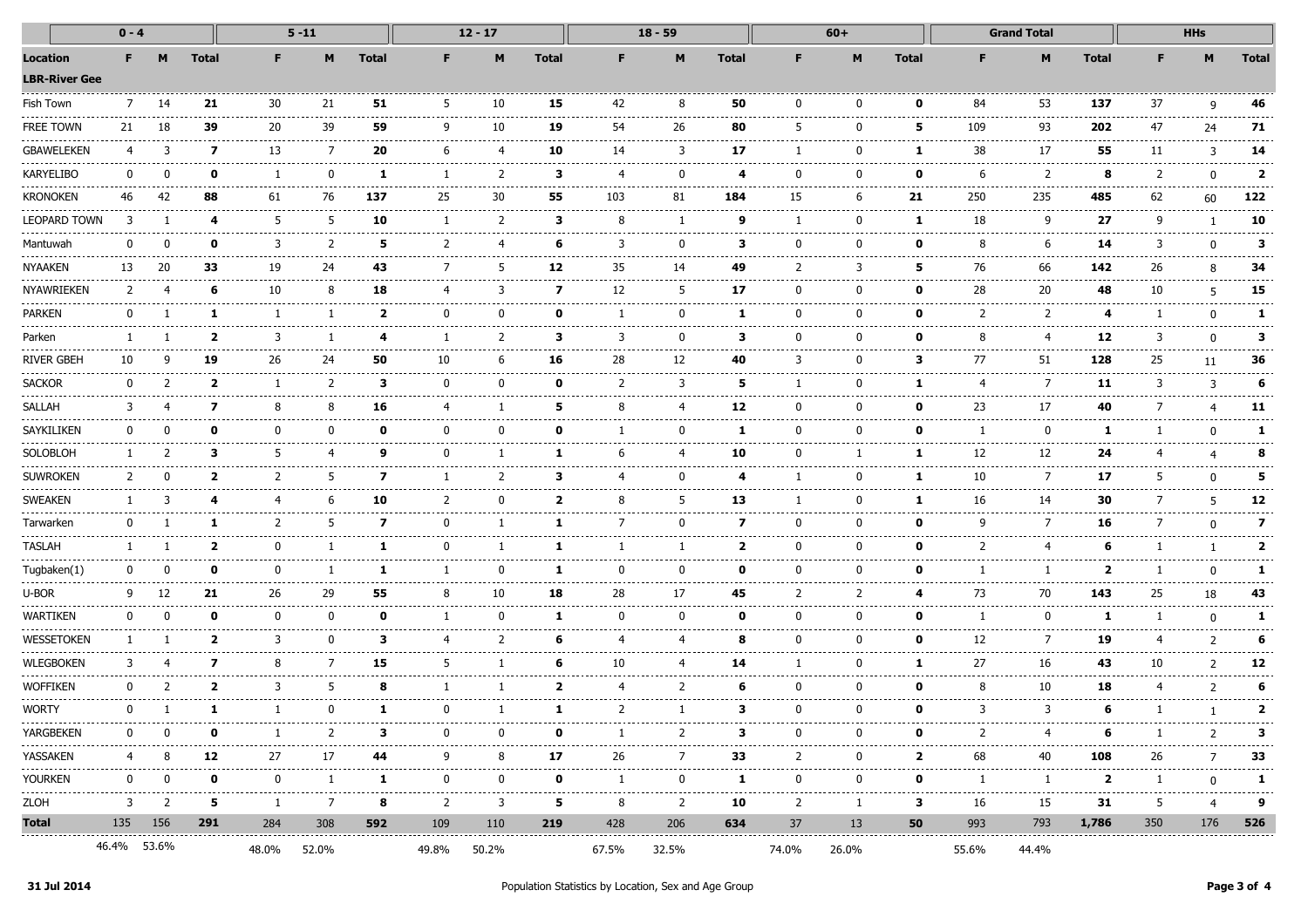| | 0 - 4 | | | 5 -11 | | | 12 - 17 | | | 18 - 59 | | | 60+ | | | Grand Total | | | HHs | | |
|---|---|---|---|---|---|---|---|---|---|---|---|---|---|---|---|---|---|---|---|---|---|
| **Location** | **F** | **M** | **Total** | **F** | **M** | **Total** | **F** | **M** | **Total** | **F** | **M** | **Total** | **F** | **M** | **Total** | **F** | **M** | **Total** | **F** | **M** | **Total** |
| **LBR-River Gee** | | | | | | | | | | | | | | | | | | | | | |
| Fish Town | 7 | 14 | **21** | 30 | 21 | **51** | 5 | 10 | **15** | 42 | 8 | **50** | 0 | 0 | **0** | 84 | 53 | **137** | 37 | 9 | **46** |
| FREE TOWN | 21 | 18 | **39** | 20 | 39 | **59** | 9 | 10 | **19** | 54 | 26 | **80** | 5 | 0 | **5** | 109 | 93 | **202** | 47 | 24 | **71** |
| GBAWELEKEN | 4 | 3 | **7** | 13 | 7 | **20** | 6 | 4 | **10** | 14 | 3 | **17** | 1 | 0 | **1** | 38 | 17 | **55** | 11 | 3 | **14** |
| KARYELIBO | 0 | 0 | **0** | 1 | 0 | **1** | 1 | 2 | **3** | 4 | 0 | **4** | 0 | 0 | **0** | 6 | 2 | **8** | 2 | 0 | **2** |
| KRONOKEN | 46 | 42 | **88** | 61 | 76 | **137** | 25 | 30 | **55** | 103 | 81 | **184** | 15 | 6 | **21** | 250 | 235 | **485** | 62 | 60 | **122** |
| LEOPARD TOWN | 3 | 1 | **4** | 5 | 5 | **10** | 1 | 2 | **3** | 8 | 1 | **9** | 1 | 0 | **1** | 18 | 9 | **27** | 9 | 1 | **10** |
| Mantuwah | 0 | 0 | **0** | 3 | 2 | **5** | 2 | 4 | **6** | 3 | 0 | **3** | 0 | 0 | **0** | 8 | 6 | **14** | 3 | 0 | **3** |
| NYAAKEN | 13 | 20 | **33** | 19 | 24 | **43** | 7 | 5 | **12** | 35 | 14 | **49** | 2 | 3 | **5** | 76 | 66 | **142** | 26 | 8 | **34** |
| NYAWRIEKEN | 2 | 4 | **6** | 10 | 8 | **18** | 4 | 3 | **7** | 12 | 5 | **17** | 0 | 0 | **0** | 28 | 20 | **48** | 10 | 5 | **15** |
| PARKEN | 0 | 1 | **1** | 1 | 1 | **2** | 0 | 0 | **0** | 1 | 0 | **1** | 0 | 0 | **0** | 2 | 2 | **4** | 1 | 0 | **1** |
| Parken | 1 | 1 | **2** | 3 | 1 | **4** | 1 | 2 | **3** | 3 | 0 | **3** | 0 | 0 | **0** | 8 | 4 | **12** | 3 | 0 | **3** |
| RIVER GBEH | 10 | 9 | **19** | 26 | 24 | **50** | 10 | 6 | **16** | 28 | 12 | **40** | 3 | 0 | **3** | 77 | 51 | **128** | 25 | 11 | **36** |
| SACKOR | 0 | 2 | **2** | 1 | 2 | **3** | 0 | 0 | **0** | 2 | 3 | **5** | 1 | 0 | **1** | 4 | 7 | **11** | 3 | 3 | **6** |
| SALLAH | 3 | 4 | **7** | 8 | 8 | **16** | 4 | 1 | **5** | 8 | 4 | **12** | 0 | 0 | **0** | 23 | 17 | **40** | 7 | 4 | **11** |
| SAYKILIKEN | 0 | 0 | **0** | 0 | 0 | **0** | 0 | 0 | **0** | 1 | 0 | **1** | 0 | 0 | **0** | 1 | 0 | **1** | 1 | 0 | **1** |
| SOLOBLOH | 1 | 2 | **3** | 5 | 4 | **9** | 0 | 1 | **1** | 6 | 4 | **10** | 0 | 1 | **1** | 12 | 12 | **24** | 4 | 4 | **8** |
| SUWROKEN | 2 | 0 | **2** | 2 | 5 | **7** | 1 | 2 | **3** | 4 | 0 | **4** | 1 | 0 | **1** | 10 | 7 | **17** | 5 | 0 | **5** |
| SWEAKEN | 1 | 3 | **4** | 4 | 6 | **10** | 2 | 0 | **2** | 8 | 5 | **13** | 1 | 0 | **1** | 16 | 14 | **30** | 7 | 5 | **12** |
| Tarwarken | 0 | 1 | **1** | 2 | 5 | **7** | 0 | 1 | **1** | 7 | 0 | **7** | 0 | 0 | **0** | 9 | 7 | **16** | 7 | 0 | **7** |
| TASLAH | 1 | 1 | **2** | 0 | 1 | **1** | 0 | 1 | **1** | 1 | 1 | **2** | 0 | 0 | **0** | 2 | 4 | **6** | 1 | 1 | **2** |
| Tugbaken(1) | 0 | 0 | **0** | 0 | 1 | **1** | 1 | 0 | **1** | 0 | 0 | **0** | 0 | 0 | **0** | 1 | 1 | **2** | 1 | 0 | **1** |
| U-BOR | 9 | 12 | **21** | 26 | 29 | **55** | 8 | 10 | **18** | 28 | 17 | **45** | 2 | 2 | **4** | 73 | 70 | **143** | 25 | 18 | **43** |
| WARTIKEN | 0 | 0 | **0** | 0 | 0 | **0** | 1 | 0 | **1** | 0 | 0 | **0** | 0 | 0 | **0** | 1 | 0 | **1** | 1 | 0 | **1** |
| WESSETOKEN | 1 | 1 | **2** | 3 | 0 | **3** | 4 | 2 | **6** | 4 | 4 | **8** | 0 | 0 | **0** | 12 | 7 | **19** | 4 | 2 | **6** |
| WLEGBOKEN | 3 | 4 | **7** | 8 | 7 | **15** | 5 | 1 | **6** | 10 | 4 | **14** | 1 | 0 | **1** | 27 | 16 | **43** | 10 | 2 | **12** |
| WOFFIKEN | 0 | 2 | **2** | 3 | 5 | **8** | 1 | 1 | **2** | 4 | 2 | **6** | 0 | 0 | **0** | 8 | 10 | **18** | 4 | 2 | **6** |
| WORTY | 0 | 1 | **1** | 1 | 0 | **1** | 0 | 1 | **1** | 2 | 1 | **3** | 0 | 0 | **0** | 3 | 3 | **6** | 1 | 1 | **2** |
| YARGBEKEN | 0 | 0 | **0** | 1 | 2 | **3** | 0 | 0 | **0** | 1 | 2 | **3** | 0 | 0 | **0** | 2 | 4 | **6** | 1 | 2 | **3** |
| YASSAKEN | 4 | 8 | **12** | 27 | 17 | **44** | 9 | 8 | **17** | 26 | 7 | **33** | 2 | 0 | **2** | 68 | 40 | **108** | 26 | 7 | **33** |
| YOURKEN | 0 | 0 | **0** | 0 | 1 | **1** | 0 | 0 | **0** | 1 | 0 | **1** | 0 | 0 | **0** | 1 | 1 | **2** | 1 | 0 | **1** |
| ZLOH | 3 | 2 | **5** | 1 | 7 | **8** | 2 | 3 | **5** | 8 | 2 | **10** | 2 | 1 | **3** | 16 | 15 | **31** | 5 | 4 | **9** |
| **Total** | 135 | 156 | **291** | 284 | 308 | **592** | 109 | 110 | **219** | 428 | 206 | **634** | 37 | 13 | **50** | 993 | 793 | **1,786** | 350 | 176 | **526** |
| | 46.4% | 53.6% | | 48.0% | 52.0% | | 49.8% | 50.2% | | 67.5% | 32.5% | | 74.0% | 26.0% | | 55.6% | 44.4% | | | | |

31 Jul 2014 — Population Statistics by Location, Sex and Age Group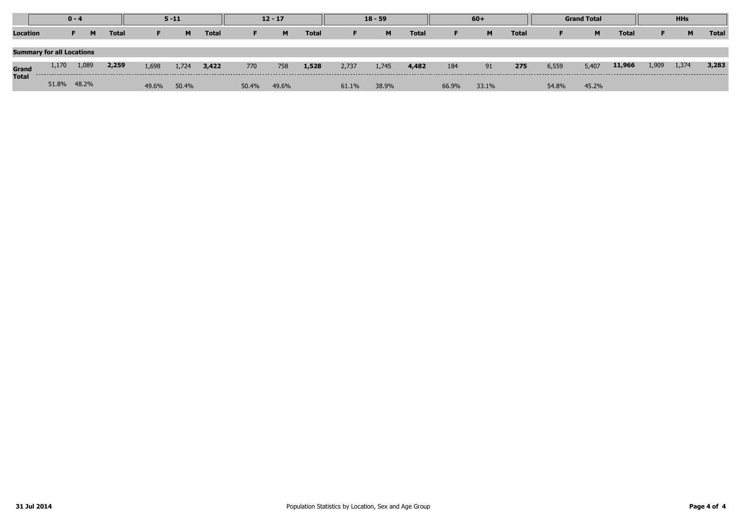| | 0 - 4 | | | 5 -11 | | | 12 - 17 | | | 18 - 59 | | | 60+ | | | Grand Total | | | HHs | | |
|---|---|---|---|---|---|---|---|---|---|---|---|---|---|---|---|---|---|---|---|---|---|
| **Location** | **F** | **M** | **Total** | **F** | **M** | **Total** | **F** | **M** | **Total** | **F** | **M** | **Total** | **F** | **M** | **Total** | **F** | **M** | **Total** | **F** | **M** | **Total** |
| **Summary for all Locations** | | | | | | | | | | | | | | | | | | | | | |
| **Grand Total** | 1,170 | 1,089 | **2,259** | 1,698 | 1,724 | **3,422** | 770 | 758 | **1,528** | 2,737 | 1,745 | **4,482** | 184 | 91 | **275** | 6,559 | 5,407 | **11,966** | 1,909 | 1,374 | **3,283** |
| | 51.8% | 48.2% | | 49.6% | 50.4% | | 50.4% | 49.6% | | 61.1% | 38.9% | | 66.9% | 33.1% | | 54.8% | 45.2% | | | | |

**31 Jul 2014** Population Statistics by Location, Sex and Age Group